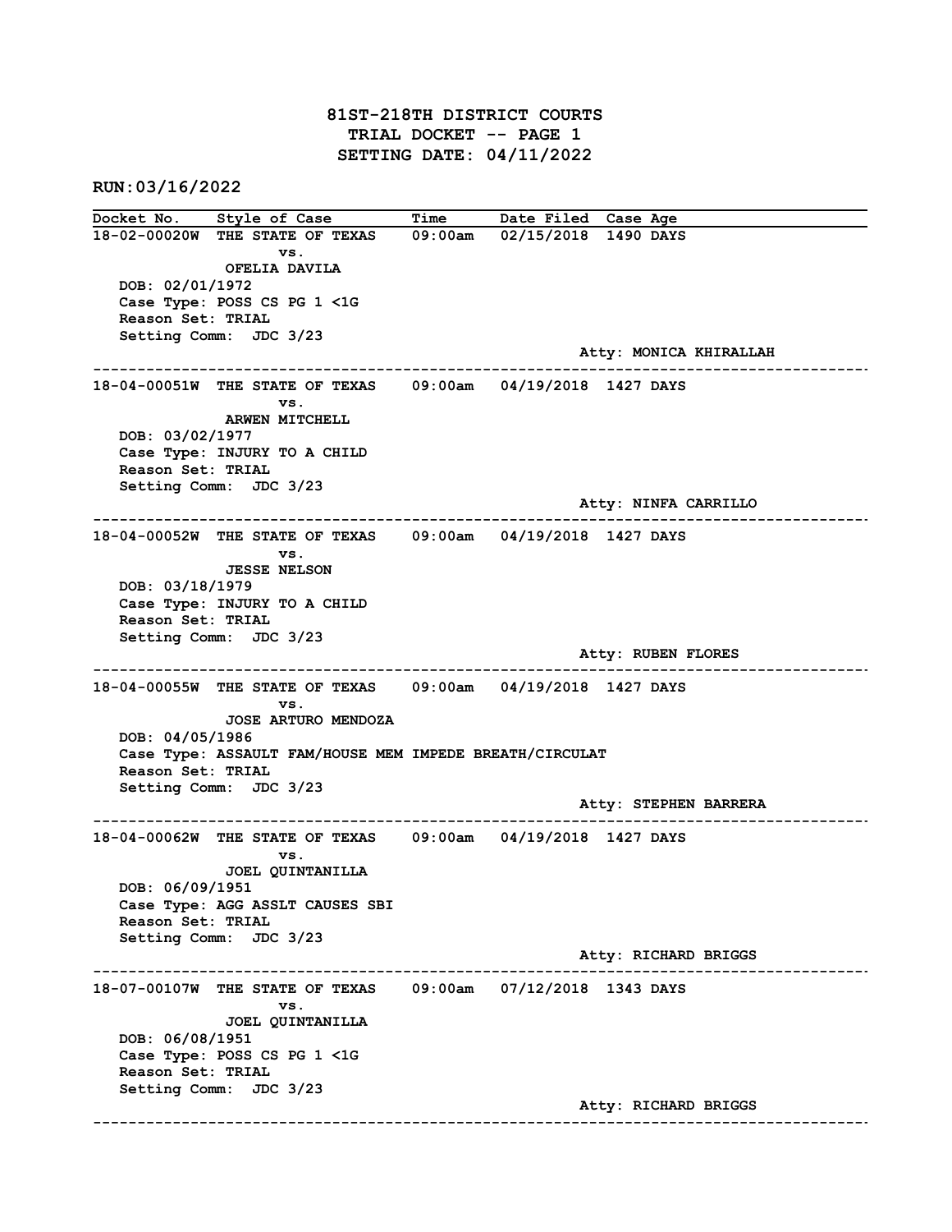# 81ST-218TH DISTRICT COURTS
## TRIAL DOCKET -- PAGE 1
## SETTING DATE: 04/11/2022

**RUN:03/16/2022**

| Docket No. | Style of Case | Time | Date Filed | Case Age |
|---|---|---|---|---|

**18-02-00020W** THE STATE OF TEXAS vs. OFELIA DAVILA — 09:00am — 02/15/2018 — 1490 DAYS

DOB: 02/01/1972
Case Type: POSS CS PG 1 <1G
Reason Set: TRIAL
Setting Comm: JDC 3/23
Atty: MONICA KHIRALLAH

---

**18-04-00051W** THE STATE OF TEXAS vs. ARWEN MITCHELL — 09:00am — 04/19/2018 — 1427 DAYS

DOB: 03/02/1977
Case Type: INJURY TO A CHILD
Reason Set: TRIAL
Setting Comm: JDC 3/23
Atty: NINFA CARRILLO

---

**18-04-00052W** THE STATE OF TEXAS vs. JESSE NELSON — 09:00am — 04/19/2018 — 1427 DAYS

DOB: 03/18/1979
Case Type: INJURY TO A CHILD
Reason Set: TRIAL
Setting Comm: JDC 3/23
Atty: RUBEN FLORES

---

**18-04-00055W** THE STATE OF TEXAS vs. JOSE ARTURO MENDOZA — 09:00am — 04/19/2018 — 1427 DAYS

DOB: 04/05/1986
Case Type: ASSAULT FAM/HOUSE MEM IMPEDE BREATH/CIRCULAT
Reason Set: TRIAL
Setting Comm: JDC 3/23
Atty: STEPHEN BARRERA

---

**18-04-00062W** THE STATE OF TEXAS vs. JOEL QUINTANILLA — 09:00am — 04/19/2018 — 1427 DAYS

DOB: 06/09/1951
Case Type: AGG ASSLT CAUSES SBI
Reason Set: TRIAL
Setting Comm: JDC 3/23
Atty: RICHARD BRIGGS

---

**18-07-00107W** THE STATE OF TEXAS vs. JOEL QUINTANILLA — 09:00am — 07/12/2018 — 1343 DAYS

DOB: 06/08/1951
Case Type: POSS CS PG 1 <1G
Reason Set: TRIAL
Setting Comm: JDC 3/23
Atty: RICHARD BRIGGS

---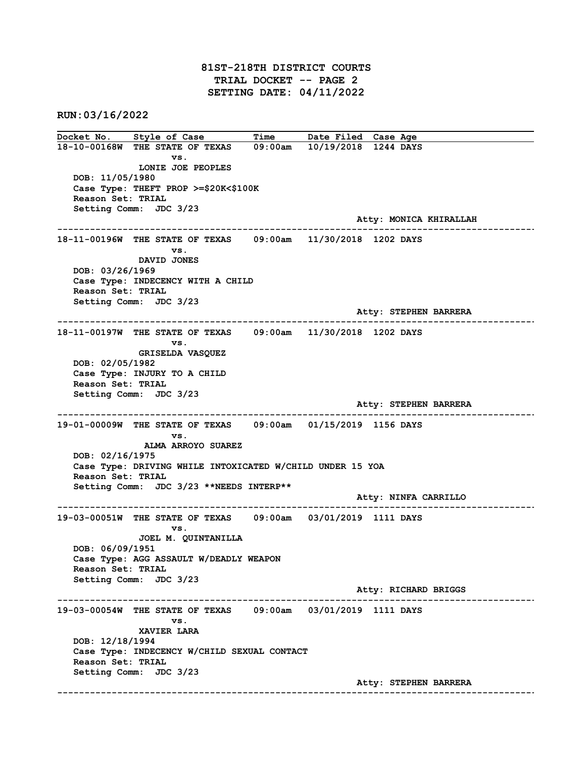# 81ST-218TH DISTRICT COURTS
## TRIAL DOCKET -- PAGE 2
## SETTING DATE: 04/11/2022

**RUN:03/16/2022**

| Docket No. | Style of Case | Time | Date Filed | Case Age |
|---|---|---|---|---|

**18-10-00168W** THE STATE OF TEXAS vs. LONIE JOE PEOPLES — 09:00am — 10/19/2018 — 1244 DAYS
DOB: 11/05/1980
Case Type: THEFT PROP >=$20K<$100K
Reason Set: TRIAL
Setting Comm: JDC 3/23
Atty: MONICA KHIRALLAH

---

**18-11-00196W** THE STATE OF TEXAS vs. DAVID JONES — 09:00am — 11/30/2018 — 1202 DAYS
DOB: 03/26/1969
Case Type: INDECENCY WITH A CHILD
Reason Set: TRIAL
Setting Comm: JDC 3/23
Atty: STEPHEN BARRERA

---

**18-11-00197W** THE STATE OF TEXAS vs. GRISELDA VASQUEZ — 09:00am — 11/30/2018 — 1202 DAYS
DOB: 02/05/1982
Case Type: INJURY TO A CHILD
Reason Set: TRIAL
Setting Comm: JDC 3/23
Atty: STEPHEN BARRERA

---

**19-01-00009W** THE STATE OF TEXAS vs. ALMA ARROYO SUAREZ — 09:00am — 01/15/2019 — 1156 DAYS
DOB: 02/16/1975
Case Type: DRIVING WHILE INTOXICATED W/CHILD UNDER 15 YOA
Reason Set: TRIAL
Setting Comm: JDC 3/23 **NEEDS INTERP**
Atty: NINFA CARRILLO

---

**19-03-00051W** THE STATE OF TEXAS vs. JOEL M. QUINTANILLA — 09:00am — 03/01/2019 — 1111 DAYS
DOB: 06/09/1951
Case Type: AGG ASSAULT W/DEADLY WEAPON
Reason Set: TRIAL
Setting Comm: JDC 3/23
Atty: RICHARD BRIGGS

---

**19-03-00054W** THE STATE OF TEXAS vs. XAVIER LARA — 09:00am — 03/01/2019 — 1111 DAYS
DOB: 12/18/1994
Case Type: INDECENCY W/CHILD SEXUAL CONTACT
Reason Set: TRIAL
Setting Comm: JDC 3/23
Atty: STEPHEN BARRERA

---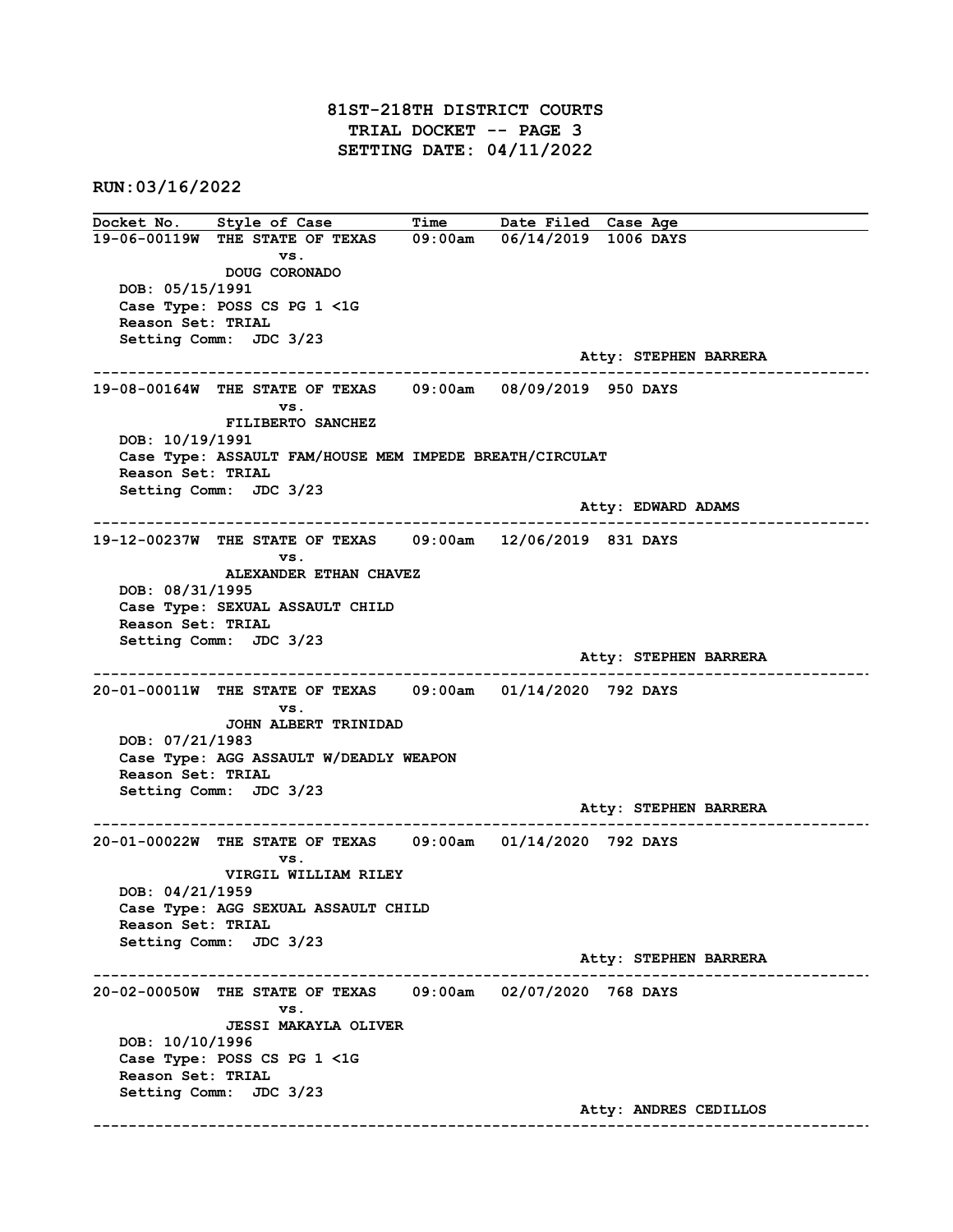# 81ST-218TH DISTRICT COURTS
## TRIAL DOCKET -- PAGE 3
## SETTING DATE: 04/11/2022

**RUN:03/16/2022**

| Docket No. | Style of Case | Time | Date Filed | Case Age |
|---|---|---|---|---|

**19-06-00119W** THE STATE OF TEXAS vs. DOUG CORONADO — 09:00am — 06/14/2019 — 1006 DAYS
DOB: 05/15/1991
Case Type: POSS CS PG 1 <1G
Reason Set: TRIAL
Setting Comm: JDC 3/23
Atty: STEPHEN BARRERA

---

**19-08-00164W** THE STATE OF TEXAS vs. FILIBERTO SANCHEZ — 09:00am — 08/09/2019 — 950 DAYS
DOB: 10/19/1991
Case Type: ASSAULT FAM/HOUSE MEM IMPEDE BREATH/CIRCULAT
Reason Set: TRIAL
Setting Comm: JDC 3/23
Atty: EDWARD ADAMS

---

**19-12-00237W** THE STATE OF TEXAS vs. ALEXANDER ETHAN CHAVEZ — 09:00am — 12/06/2019 — 831 DAYS
DOB: 08/31/1995
Case Type: SEXUAL ASSAULT CHILD
Reason Set: TRIAL
Setting Comm: JDC 3/23
Atty: STEPHEN BARRERA

---

**20-01-00011W** THE STATE OF TEXAS vs. JOHN ALBERT TRINIDAD — 09:00am — 01/14/2020 — 792 DAYS
DOB: 07/21/1983
Case Type: AGG ASSAULT W/DEADLY WEAPON
Reason Set: TRIAL
Setting Comm: JDC 3/23
Atty: STEPHEN BARRERA

---

**20-01-00022W** THE STATE OF TEXAS vs. VIRGIL WILLIAM RILEY — 09:00am — 01/14/2020 — 792 DAYS
DOB: 04/21/1959
Case Type: AGG SEXUAL ASSAULT CHILD
Reason Set: TRIAL
Setting Comm: JDC 3/23
Atty: STEPHEN BARRERA

---

**20-02-00050W** THE STATE OF TEXAS vs. JESSI MAKAYLA OLIVER — 09:00am — 02/07/2020 — 768 DAYS
DOB: 10/10/1996
Case Type: POSS CS PG 1 <1G
Reason Set: TRIAL
Setting Comm: JDC 3/23
Atty: ANDRES CEDILLOS

---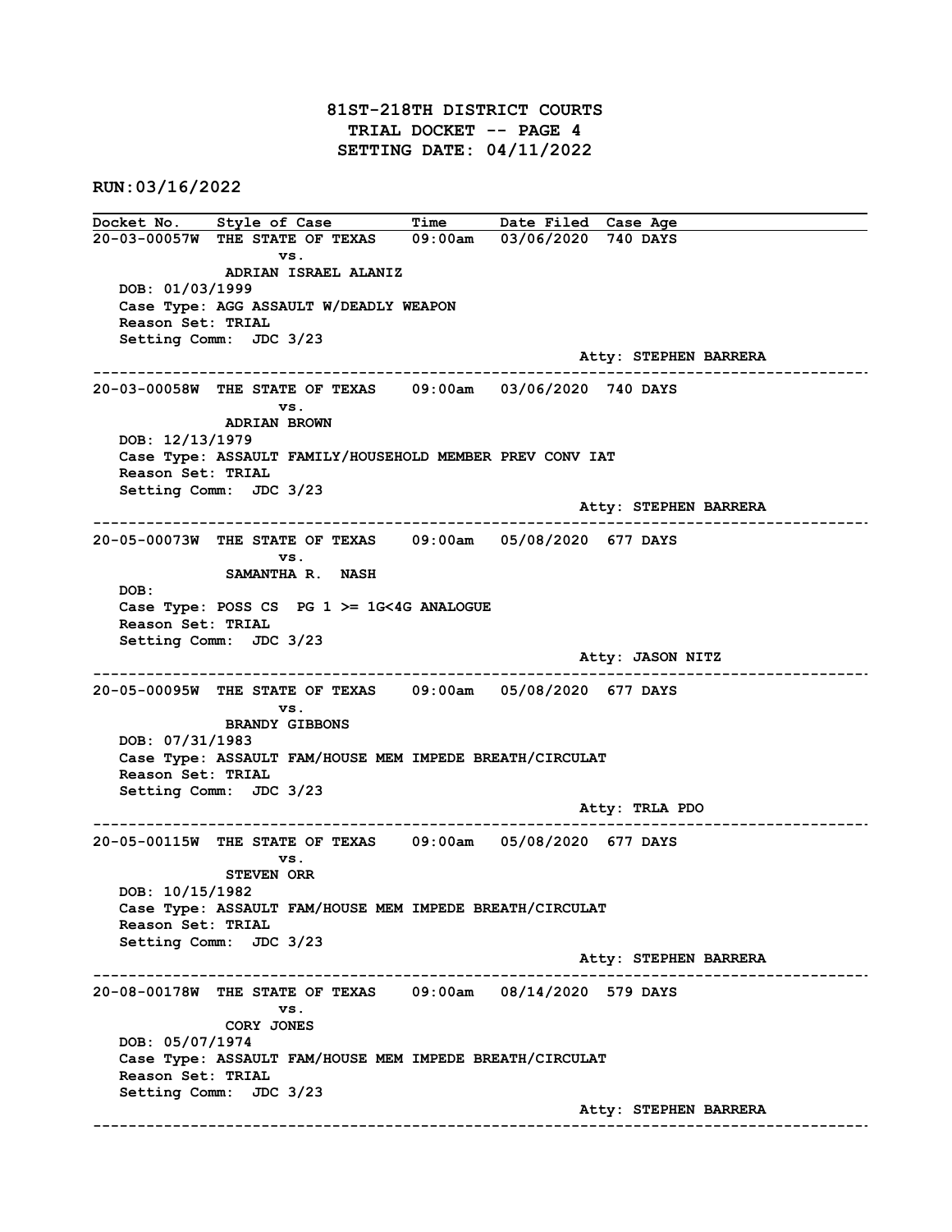# 81ST-218TH DISTRICT COURTS
## TRIAL DOCKET -- PAGE 4
## SETTING DATE: 04/11/2022

**RUN:03/16/2022**

| Docket No. | Style of Case | Time | Date Filed | Case Age |
|---|---|---|---|---|

**20-03-00057W** THE STATE OF TEXAS 09:00am 03/06/2020 740 DAYS
vs.
ADRIAN ISRAEL ALANIZ
DOB: 01/03/1999
Case Type: AGG ASSAULT W/DEADLY WEAPON
Reason Set: TRIAL
Setting Comm: JDC 3/23
Atty: STEPHEN BARRERA

---

**20-03-00058W** THE STATE OF TEXAS 09:00am 03/06/2020 740 DAYS
vs.
ADRIAN BROWN
DOB: 12/13/1979
Case Type: ASSAULT FAMILY/HOUSEHOLD MEMBER PREV CONV IAT
Reason Set: TRIAL
Setting Comm: JDC 3/23
Atty: STEPHEN BARRERA

---

**20-05-00073W** THE STATE OF TEXAS 09:00am 05/08/2020 677 DAYS
vs.
SAMANTHA R. NASH
DOB:
Case Type: POSS CS PG 1 >= 1G<4G ANALOGUE
Reason Set: TRIAL
Setting Comm: JDC 3/23
Atty: JASON NITZ

---

**20-05-00095W** THE STATE OF TEXAS 09:00am 05/08/2020 677 DAYS
vs.
BRANDY GIBBONS
DOB: 07/31/1983
Case Type: ASSAULT FAM/HOUSE MEM IMPEDE BREATH/CIRCULAT
Reason Set: TRIAL
Setting Comm: JDC 3/23
Atty: TRLA PDO

---

**20-05-00115W** THE STATE OF TEXAS 09:00am 05/08/2020 677 DAYS
vs.
STEVEN ORR
DOB: 10/15/1982
Case Type: ASSAULT FAM/HOUSE MEM IMPEDE BREATH/CIRCULAT
Reason Set: TRIAL
Setting Comm: JDC 3/23
Atty: STEPHEN BARRERA

---

**20-08-00178W** THE STATE OF TEXAS 09:00am 08/14/2020 579 DAYS
vs.
CORY JONES
DOB: 05/07/1974
Case Type: ASSAULT FAM/HOUSE MEM IMPEDE BREATH/CIRCULAT
Reason Set: TRIAL
Setting Comm: JDC 3/23
Atty: STEPHEN BARRERA

---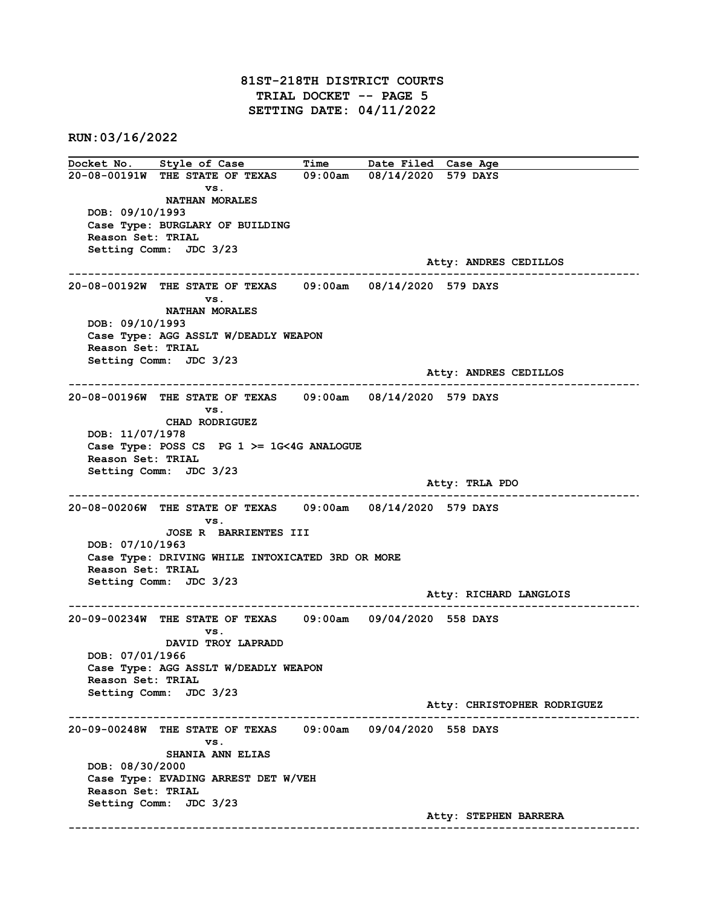# 81ST-218TH DISTRICT COURTS
## TRIAL DOCKET -- PAGE 5
## SETTING DATE: 04/11/2022

**RUN:03/16/2022**

| Docket No. | Style of Case | Time | Date Filed | Case Age |
|---|---|---|---|---|

**20-08-00191W** THE STATE OF TEXAS 09:00am 08/14/2020 579 DAYS
vs.
NATHAN MORALES
DOB: 09/10/1993
Case Type: BURGLARY OF BUILDING
Reason Set: TRIAL
Setting Comm: JDC 3/23
Atty: ANDRES CEDILLOS

---

**20-08-00192W** THE STATE OF TEXAS 09:00am 08/14/2020 579 DAYS
vs.
NATHAN MORALES
DOB: 09/10/1993
Case Type: AGG ASSLT W/DEADLY WEAPON
Reason Set: TRIAL
Setting Comm: JDC 3/23
Atty: ANDRES CEDILLOS

---

**20-08-00196W** THE STATE OF TEXAS 09:00am 08/14/2020 579 DAYS
vs.
CHAD RODRIGUEZ
DOB: 11/07/1978
Case Type: POSS CS PG 1 >= 1G<4G ANALOGUE
Reason Set: TRIAL
Setting Comm: JDC 3/23
Atty: TRLA PDO

---

**20-08-00206W** THE STATE OF TEXAS 09:00am 08/14/2020 579 DAYS
vs.
JOSE R BARRIENTES III
DOB: 07/10/1963
Case Type: DRIVING WHILE INTOXICATED 3RD OR MORE
Reason Set: TRIAL
Setting Comm: JDC 3/23
Atty: RICHARD LANGLOIS

---

**20-09-00234W** THE STATE OF TEXAS 09:00am 09/04/2020 558 DAYS
vs.
DAVID TROY LAPRADD
DOB: 07/01/1966
Case Type: AGG ASSLT W/DEADLY WEAPON
Reason Set: TRIAL
Setting Comm: JDC 3/23
Atty: CHRISTOPHER RODRIGUEZ

---

**20-09-00248W** THE STATE OF TEXAS 09:00am 09/04/2020 558 DAYS
vs.
SHANIA ANN ELIAS
DOB: 08/30/2000
Case Type: EVADING ARREST DET W/VEH
Reason Set: TRIAL
Setting Comm: JDC 3/23
Atty: STEPHEN BARRERA

---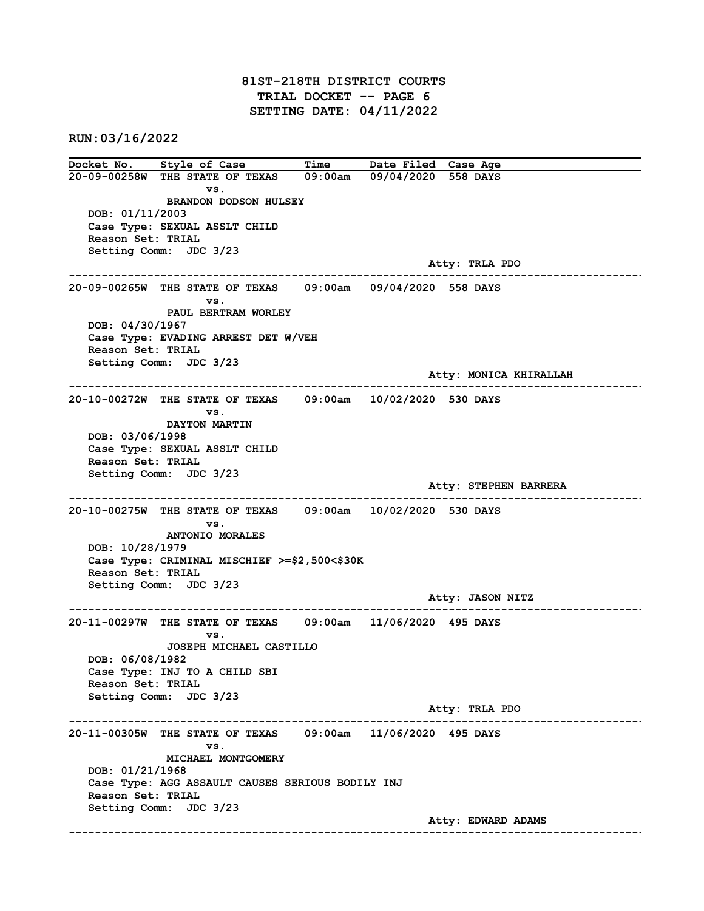# 81ST-218TH DISTRICT COURTS
## TRIAL DOCKET -- PAGE 6
## SETTING DATE: 04/11/2022

**RUN:03/16/2022**

| Docket No. | Style of Case | Time | Date Filed | Case Age |
|---|---|---|---|---|

---

**20-09-00258W** THE STATE OF TEXAS 09:00am 09/04/2020 558 DAYS
vs.
BRANDON DODSON HULSEY
DOB: 01/11/2003
Case Type: SEXUAL ASSLT CHILD
Reason Set: TRIAL
Setting Comm: JDC 3/23
Atty: TRLA PDO

---

**20-09-00265W** THE STATE OF TEXAS 09:00am 09/04/2020 558 DAYS
vs.
PAUL BERTRAM WORLEY
DOB: 04/30/1967
Case Type: EVADING ARREST DET W/VEH
Reason Set: TRIAL
Setting Comm: JDC 3/23
Atty: MONICA KHIRALLAH

---

**20-10-00272W** THE STATE OF TEXAS 09:00am 10/02/2020 530 DAYS
vs.
DAYTON MARTIN
DOB: 03/06/1998
Case Type: SEXUAL ASSLT CHILD
Reason Set: TRIAL
Setting Comm: JDC 3/23
Atty: STEPHEN BARRERA

---

**20-10-00275W** THE STATE OF TEXAS 09:00am 10/02/2020 530 DAYS
vs.
ANTONIO MORALES
DOB: 10/28/1979
Case Type: CRIMINAL MISCHIEF >=$2,500<$30K
Reason Set: TRIAL
Setting Comm: JDC 3/23
Atty: JASON NITZ

---

**20-11-00297W** THE STATE OF TEXAS 09:00am 11/06/2020 495 DAYS
vs.
JOSEPH MICHAEL CASTILLO
DOB: 06/08/1982
Case Type: INJ TO A CHILD SBI
Reason Set: TRIAL
Setting Comm: JDC 3/23
Atty: TRLA PDO

---

**20-11-00305W** THE STATE OF TEXAS 09:00am 11/06/2020 495 DAYS
vs.
MICHAEL MONTGOMERY
DOB: 01/21/1968
Case Type: AGG ASSAULT CAUSES SERIOUS BODILY INJ
Reason Set: TRIAL
Setting Comm: JDC 3/23
Atty: EDWARD ADAMS

---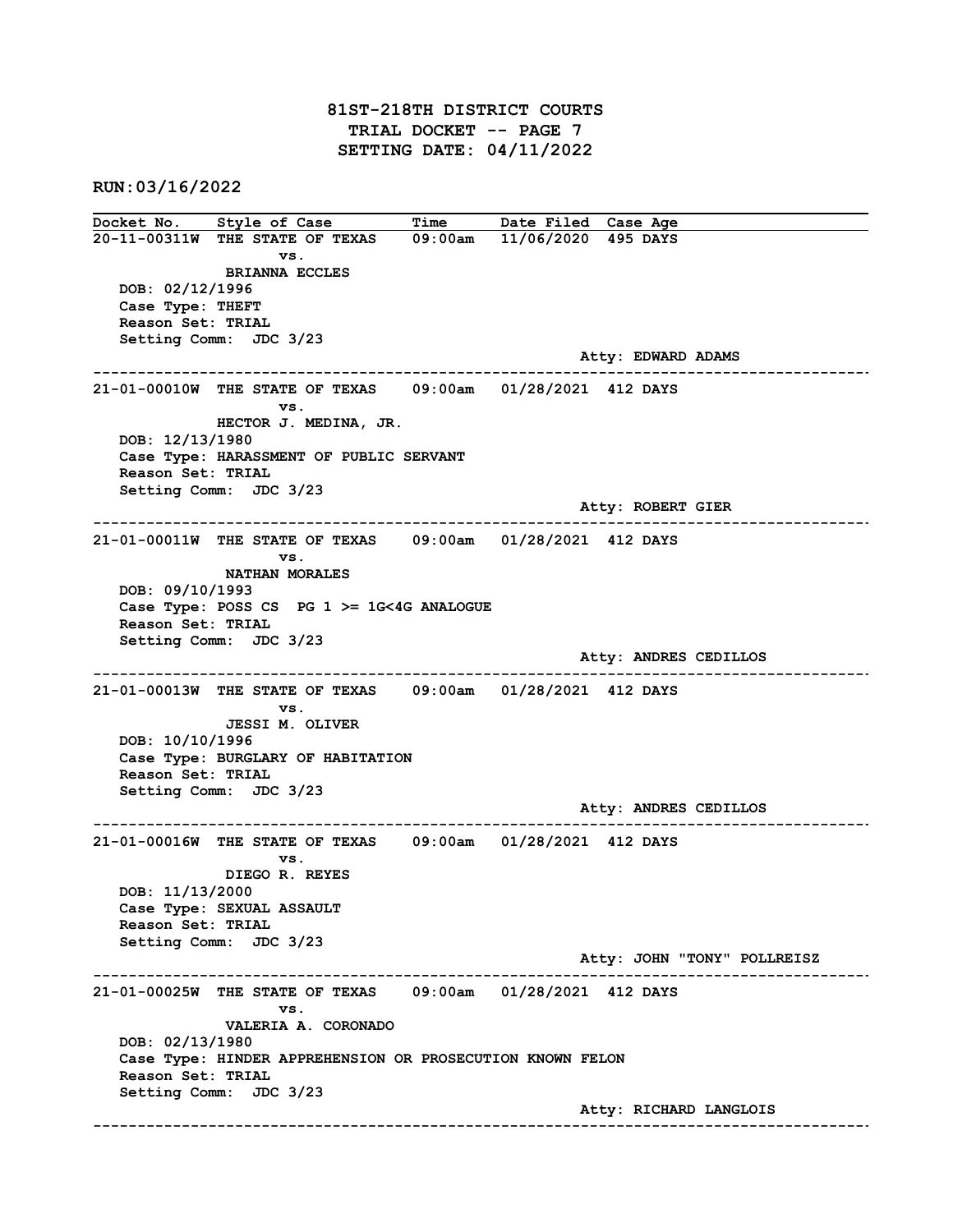# 81ST-218TH DISTRICT COURTS
## TRIAL DOCKET -- PAGE 7
## SETTING DATE: 04/11/2022

**RUN:03/16/2022**

| Docket No. | Style of Case | Time | Date Filed | Case Age |
|---|---|---|---|---|

**20-11-00311W** THE STATE OF TEXAS vs. BRIANNA ECCLES — 09:00am — 11/06/2020 — 495 DAYS

DOB: 02/12/1996
Case Type: THEFT
Reason Set: TRIAL
Setting Comm: JDC 3/23

Atty: EDWARD ADAMS

---

**21-01-00010W** THE STATE OF TEXAS vs. HECTOR J. MEDINA, JR. — 09:00am — 01/28/2021 — 412 DAYS

DOB: 12/13/1980
Case Type: HARASSMENT OF PUBLIC SERVANT
Reason Set: TRIAL
Setting Comm: JDC 3/23

Atty: ROBERT GIER

---

**21-01-00011W** THE STATE OF TEXAS vs. NATHAN MORALES — 09:00am — 01/28/2021 — 412 DAYS

DOB: 09/10/1993
Case Type: POSS CS PG 1 >= 1G<4G ANALOGUE
Reason Set: TRIAL
Setting Comm: JDC 3/23

Atty: ANDRES CEDILLOS

---

**21-01-00013W** THE STATE OF TEXAS vs. JESSI M. OLIVER — 09:00am — 01/28/2021 — 412 DAYS

DOB: 10/10/1996
Case Type: BURGLARY OF HABITATION
Reason Set: TRIAL
Setting Comm: JDC 3/23

Atty: ANDRES CEDILLOS

---

**21-01-00016W** THE STATE OF TEXAS vs. DIEGO R. REYES — 09:00am — 01/28/2021 — 412 DAYS

DOB: 11/13/2000
Case Type: SEXUAL ASSAULT
Reason Set: TRIAL
Setting Comm: JDC 3/23

Atty: JOHN "TONY" POLLREISZ

---

**21-01-00025W** THE STATE OF TEXAS vs. VALERIA A. CORONADO — 09:00am — 01/28/2021 — 412 DAYS

DOB: 02/13/1980
Case Type: HINDER APPREHENSION OR PROSECUTION KNOWN FELON
Reason Set: TRIAL
Setting Comm: JDC 3/23

Atty: RICHARD LANGLOIS

---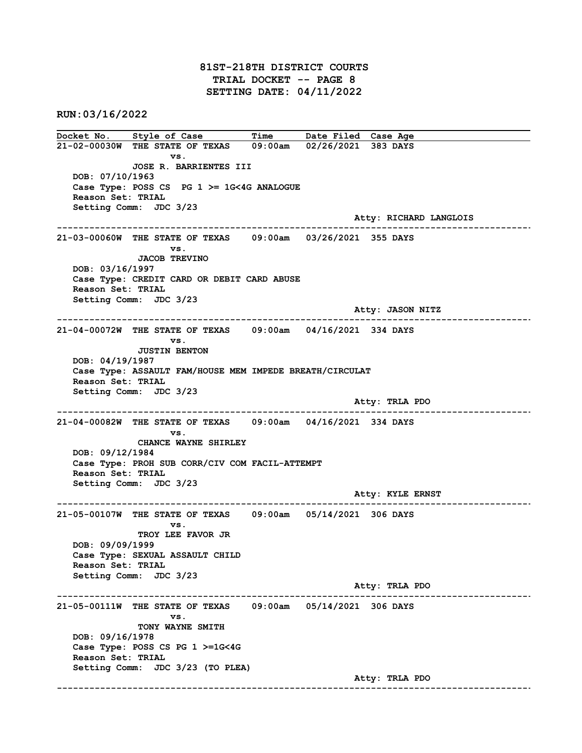# 81ST-218TH DISTRICT COURTS
## TRIAL DOCKET -- PAGE 8
## SETTING DATE: 04/11/2022

**RUN:03/16/2022**

| Docket No. | Style of Case | Time | Date Filed | Case Age |
|---|---|---|---|---|

**21-02-00030W** THE STATE OF TEXAS 09:00am 02/26/2021 383 DAYS
vs.
JOSE R. BARRIENTES III
DOB: 07/10/1963
Case Type: POSS CS PG 1 >= 1G<4G ANALOGUE
Reason Set: TRIAL
Setting Comm: JDC 3/23
Atty: RICHARD LANGLOIS

---

**21-03-00060W** THE STATE OF TEXAS 09:00am 03/26/2021 355 DAYS
vs.
JACOB TREVINO
DOB: 03/16/1997
Case Type: CREDIT CARD OR DEBIT CARD ABUSE
Reason Set: TRIAL
Setting Comm: JDC 3/23
Atty: JASON NITZ

---

**21-04-00072W** THE STATE OF TEXAS 09:00am 04/16/2021 334 DAYS
vs.
JUSTIN BENTON
DOB: 04/19/1987
Case Type: ASSAULT FAM/HOUSE MEM IMPEDE BREATH/CIRCULAT
Reason Set: TRIAL
Setting Comm: JDC 3/23
Atty: TRLA PDO

---

**21-04-00082W** THE STATE OF TEXAS 09:00am 04/16/2021 334 DAYS
vs.
CHANCE WAYNE SHIRLEY
DOB: 09/12/1984
Case Type: PROH SUB CORR/CIV COM FACIL-ATTEMPT
Reason Set: TRIAL
Setting Comm: JDC 3/23
Atty: KYLE ERNST

---

**21-05-00107W** THE STATE OF TEXAS 09:00am 05/14/2021 306 DAYS
vs.
TROY LEE FAVOR JR
DOB: 09/09/1999
Case Type: SEXUAL ASSAULT CHILD
Reason Set: TRIAL
Setting Comm: JDC 3/23
Atty: TRLA PDO

---

**21-05-00111W** THE STATE OF TEXAS 09:00am 05/14/2021 306 DAYS
vs.
TONY WAYNE SMITH
DOB: 09/16/1978
Case Type: POSS CS PG 1 >=1G<4G
Reason Set: TRIAL
Setting Comm: JDC 3/23 (TO PLEA)
Atty: TRLA PDO

---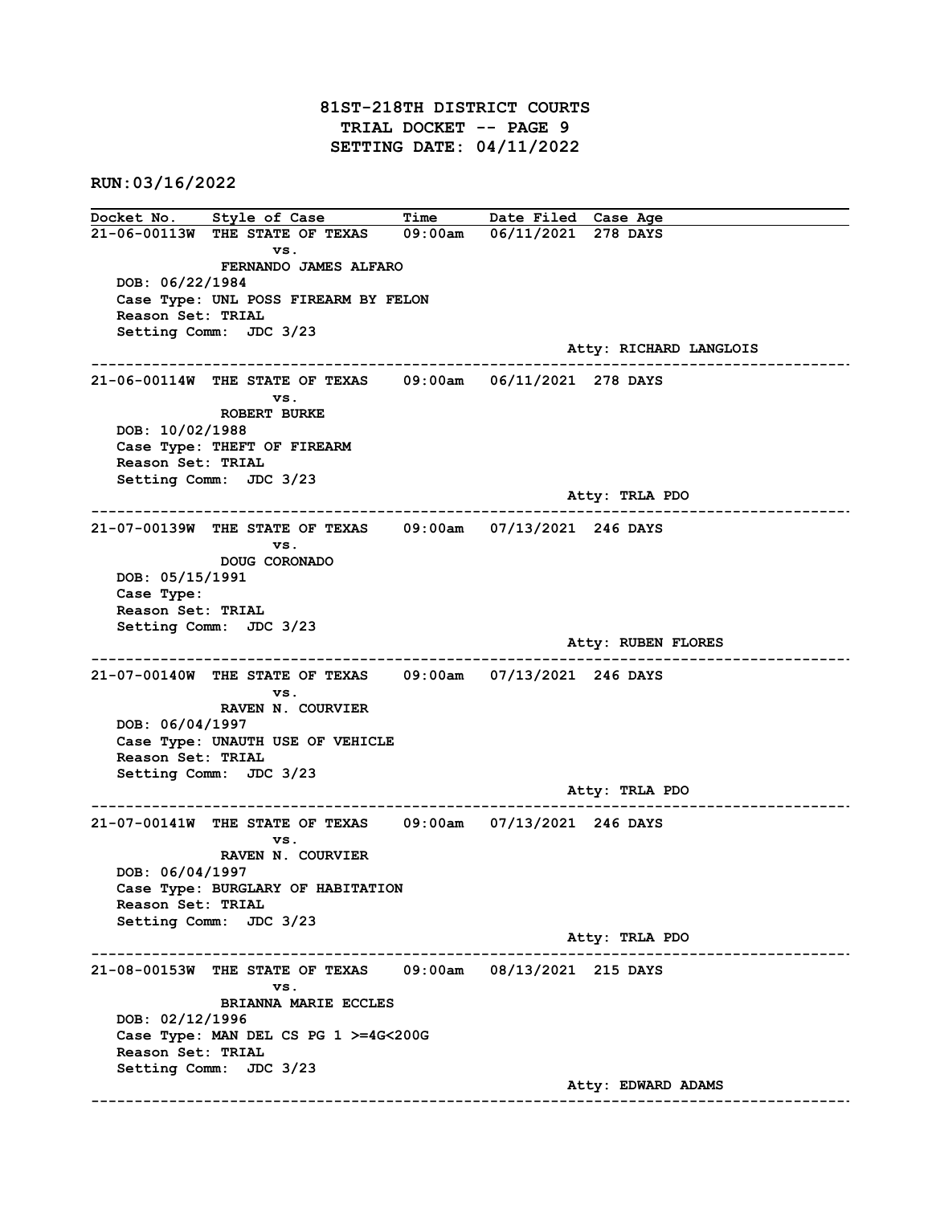# 81ST-218TH DISTRICT COURTS
## TRIAL DOCKET -- PAGE 9
## SETTING DATE: 04/11/2022

**RUN:03/16/2022**

| Docket No. | Style of Case | Time | Date Filed | Case Age |
|---|---|---|---|---|

**21-06-00113W** THE STATE OF TEXAS vs. FERNANDO JAMES ALFARO — 09:00am — 06/11/2021 — 278 DAYS
DOB: 06/22/1984
Case Type: UNL POSS FIREARM BY FELON
Reason Set: TRIAL
Setting Comm: JDC 3/23
Atty: RICHARD LANGLOIS

---

**21-06-00114W** THE STATE OF TEXAS vs. ROBERT BURKE — 09:00am — 06/11/2021 — 278 DAYS
DOB: 10/02/1988
Case Type: THEFT OF FIREARM
Reason Set: TRIAL
Setting Comm: JDC 3/23
Atty: TRLA PDO

---

**21-07-00139W** THE STATE OF TEXAS vs. DOUG CORONADO — 09:00am — 07/13/2021 — 246 DAYS
DOB: 05/15/1991
Case Type:
Reason Set: TRIAL
Setting Comm: JDC 3/23
Atty: RUBEN FLORES

---

**21-07-00140W** THE STATE OF TEXAS vs. RAVEN N. COURVIER — 09:00am — 07/13/2021 — 246 DAYS
DOB: 06/04/1997
Case Type: UNAUTH USE OF VEHICLE
Reason Set: TRIAL
Setting Comm: JDC 3/23
Atty: TRLA PDO

---

**21-07-00141W** THE STATE OF TEXAS vs. RAVEN N. COURVIER — 09:00am — 07/13/2021 — 246 DAYS
DOB: 06/04/1997
Case Type: BURGLARY OF HABITATION
Reason Set: TRIAL
Setting Comm: JDC 3/23
Atty: TRLA PDO

---

**21-08-00153W** THE STATE OF TEXAS vs. BRIANNA MARIE ECCLES — 09:00am — 08/13/2021 — 215 DAYS
DOB: 02/12/1996
Case Type: MAN DEL CS PG 1 >=4G<200G
Reason Set: TRIAL
Setting Comm: JDC 3/23
Atty: EDWARD ADAMS

---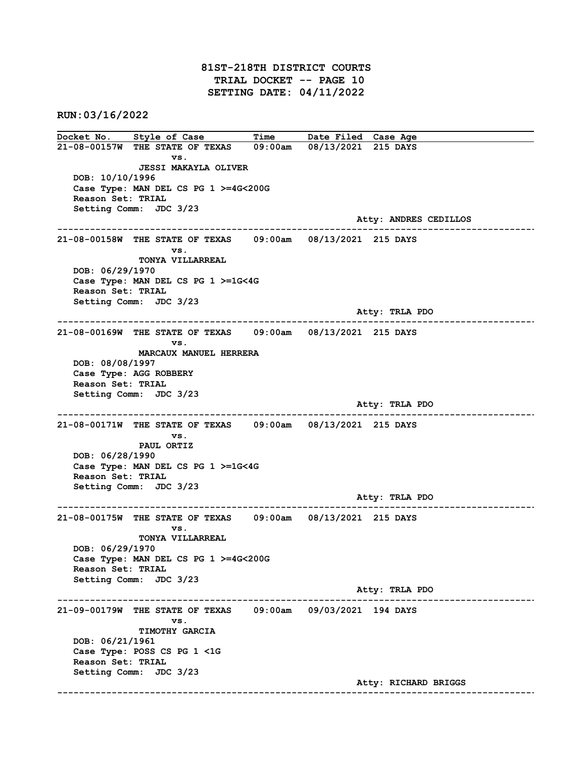# 81ST-218TH DISTRICT COURTS
## TRIAL DOCKET -- PAGE 10
## SETTING DATE: 04/11/2022

**RUN:03/16/2022**

| Docket No. | Style of Case | Time | Date Filed | Case Age |
|---|---|---|---|---|

**21-08-00157W** THE STATE OF TEXAS vs. JESSI MAKAYLA OLIVER — 09:00am — 08/13/2021 — 215 DAYS
DOB: 10/10/1996
Case Type: MAN DEL CS PG 1 >=4G<200G
Reason Set: TRIAL
Setting Comm: JDC 3/23
Atty: ANDRES CEDILLOS

---

**21-08-00158W** THE STATE OF TEXAS vs. TONYA VILLARREAL — 09:00am — 08/13/2021 — 215 DAYS
DOB: 06/29/1970
Case Type: MAN DEL CS PG 1 >=1G<4G
Reason Set: TRIAL
Setting Comm: JDC 3/23
Atty: TRLA PDO

---

**21-08-00169W** THE STATE OF TEXAS vs. MARCAUX MANUEL HERRERA — 09:00am — 08/13/2021 — 215 DAYS
DOB: 08/08/1997
Case Type: AGG ROBBERY
Reason Set: TRIAL
Setting Comm: JDC 3/23
Atty: TRLA PDO

---

**21-08-00171W** THE STATE OF TEXAS vs. PAUL ORTIZ — 09:00am — 08/13/2021 — 215 DAYS
DOB: 06/28/1990
Case Type: MAN DEL CS PG 1 >=1G<4G
Reason Set: TRIAL
Setting Comm: JDC 3/23
Atty: TRLA PDO

---

**21-08-00175W** THE STATE OF TEXAS vs. TONYA VILLARREAL — 09:00am — 08/13/2021 — 215 DAYS
DOB: 06/29/1970
Case Type: MAN DEL CS PG 1 >=4G<200G
Reason Set: TRIAL
Setting Comm: JDC 3/23
Atty: TRLA PDO

---

**21-09-00179W** THE STATE OF TEXAS vs. TIMOTHY GARCIA — 09:00am — 09/03/2021 — 194 DAYS
DOB: 06/21/1961
Case Type: POSS CS PG 1 <1G
Reason Set: TRIAL
Setting Comm: JDC 3/23
Atty: RICHARD BRIGGS

---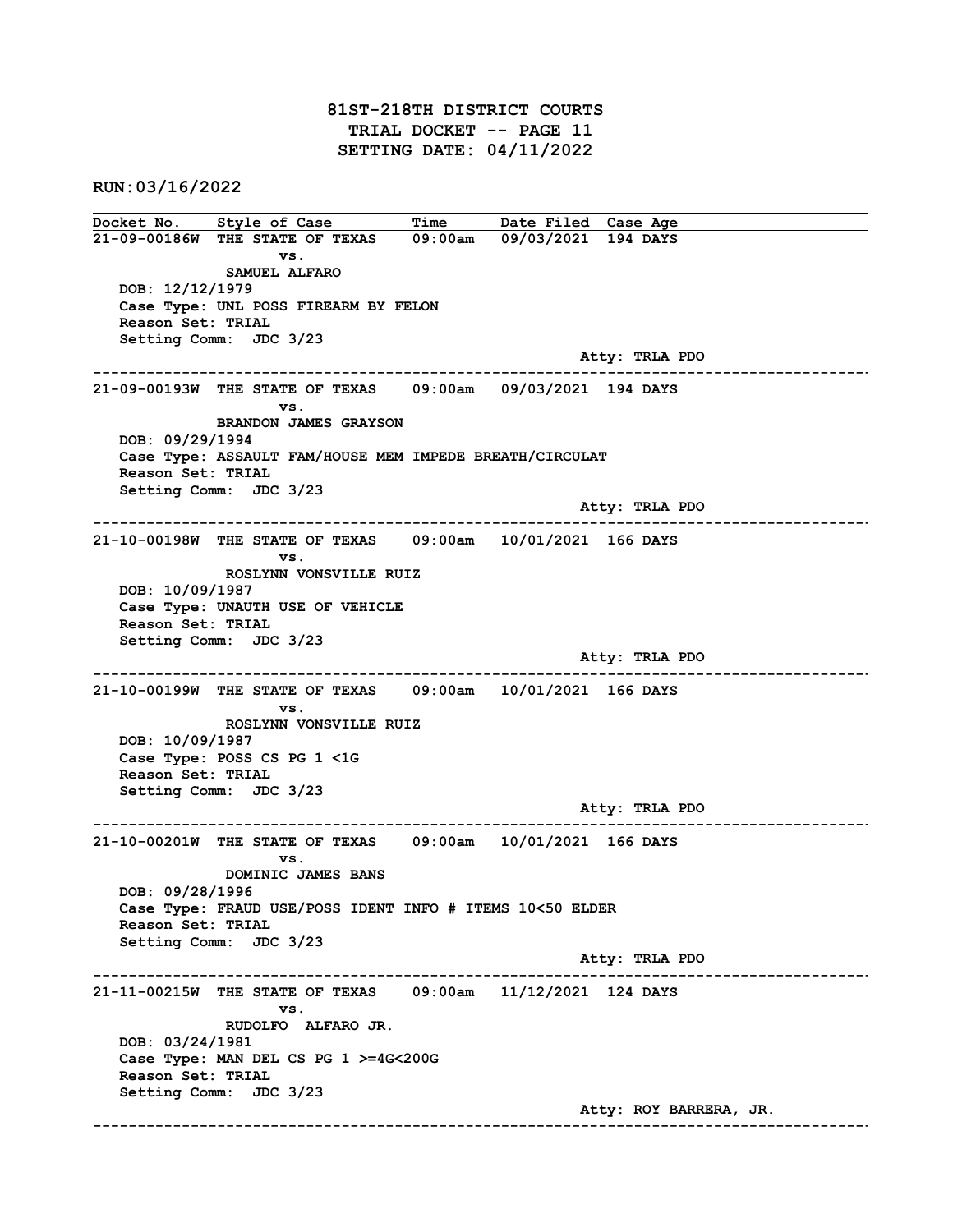# 81ST-218TH DISTRICT COURTS
## TRIAL DOCKET -- PAGE 11
## SETTING DATE: 04/11/2022

**RUN:03/16/2022**

| Docket No. | Style of Case | Time | Date Filed | Case Age |
|---|---|---|---|---|

**21-09-00186W** THE STATE OF TEXAS vs. SAMUEL ALFARO — 09:00am — 09/03/2021 — 194 DAYS

DOB: 12/12/1979
Case Type: UNL POSS FIREARM BY FELON
Reason Set: TRIAL
Setting Comm: JDC 3/23
Atty: TRLA PDO

---

**21-09-00193W** THE STATE OF TEXAS vs. BRANDON JAMES GRAYSON — 09:00am — 09/03/2021 — 194 DAYS

DOB: 09/29/1994
Case Type: ASSAULT FAM/HOUSE MEM IMPEDE BREATH/CIRCULAT
Reason Set: TRIAL
Setting Comm: JDC 3/23
Atty: TRLA PDO

---

**21-10-00198W** THE STATE OF TEXAS vs. ROSLYNN VONSVILLE RUIZ — 09:00am — 10/01/2021 — 166 DAYS

DOB: 10/09/1987
Case Type: UNAUTH USE OF VEHICLE
Reason Set: TRIAL
Setting Comm: JDC 3/23
Atty: TRLA PDO

---

**21-10-00199W** THE STATE OF TEXAS vs. ROSLYNN VONSVILLE RUIZ — 09:00am — 10/01/2021 — 166 DAYS

DOB: 10/09/1987
Case Type: POSS CS PG 1 <1G
Reason Set: TRIAL
Setting Comm: JDC 3/23
Atty: TRLA PDO

---

**21-10-00201W** THE STATE OF TEXAS vs. DOMINIC JAMES BANS — 09:00am — 10/01/2021 — 166 DAYS

DOB: 09/28/1996
Case Type: FRAUD USE/POSS IDENT INFO # ITEMS 10<50 ELDER
Reason Set: TRIAL
Setting Comm: JDC 3/23
Atty: TRLA PDO

---

**21-11-00215W** THE STATE OF TEXAS vs. RUDOLFO ALFARO JR. — 09:00am — 11/12/2021 — 124 DAYS

DOB: 03/24/1981
Case Type: MAN DEL CS PG 1 >=4G<200G
Reason Set: TRIAL
Setting Comm: JDC 3/23
Atty: ROY BARRERA, JR.

---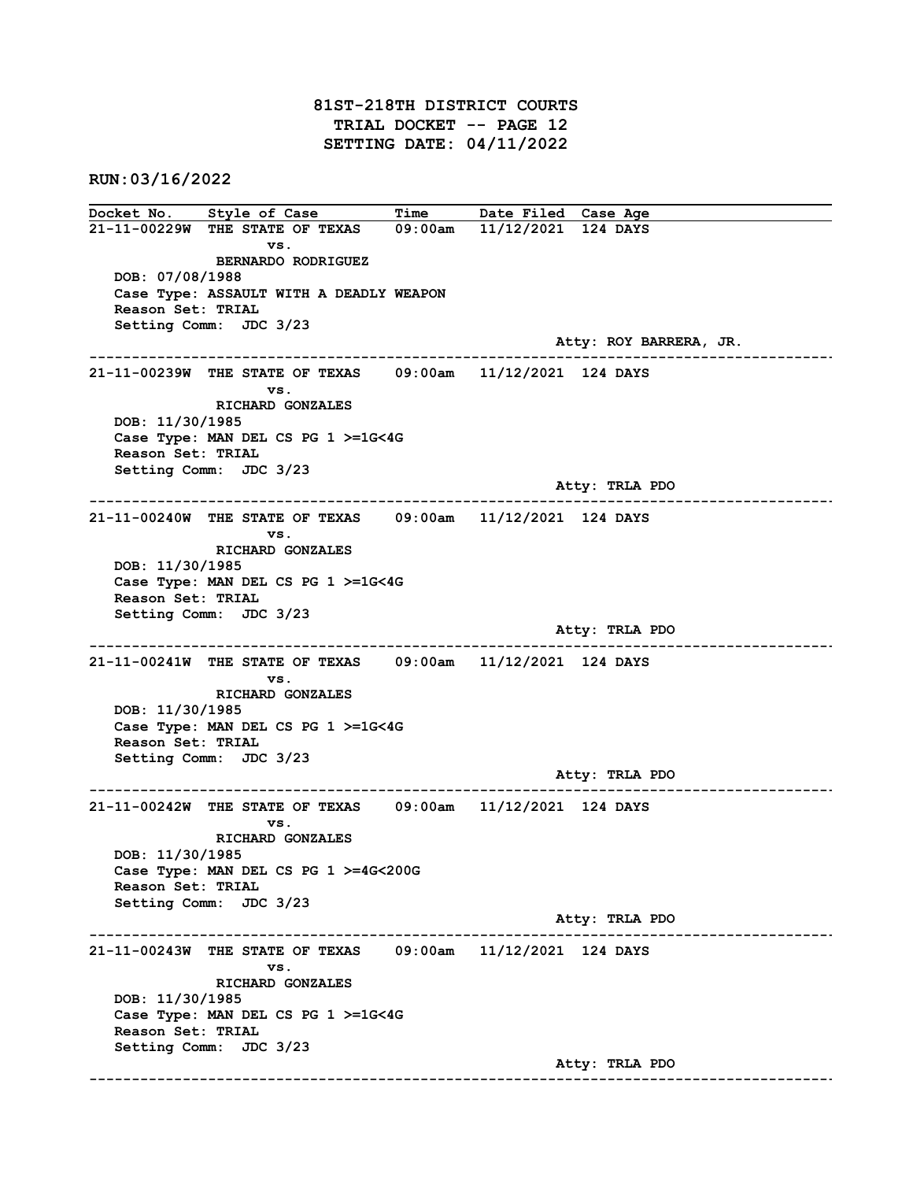# 81ST-218TH DISTRICT COURTS
## TRIAL DOCKET -- PAGE 12
## SETTING DATE: 04/11/2022

**RUN:03/16/2022**

| Docket No. | Style of Case | Time | Date Filed | Case Age |
|---|---|---|---|---|

**21-11-00229W** THE STATE OF TEXAS vs. BERNARDO RODRIGUEZ — 09:00am — 11/12/2021 — 124 DAYS
DOB: 07/08/1988
Case Type: ASSAULT WITH A DEADLY WEAPON
Reason Set: TRIAL
Setting Comm: JDC 3/23
Atty: ROY BARRERA, JR.

---

**21-11-00239W** THE STATE OF TEXAS vs. RICHARD GONZALES — 09:00am — 11/12/2021 — 124 DAYS
DOB: 11/30/1985
Case Type: MAN DEL CS PG 1 >=1G<4G
Reason Set: TRIAL
Setting Comm: JDC 3/23
Atty: TRLA PDO

---

**21-11-00240W** THE STATE OF TEXAS vs. RICHARD GONZALES — 09:00am — 11/12/2021 — 124 DAYS
DOB: 11/30/1985
Case Type: MAN DEL CS PG 1 >=1G<4G
Reason Set: TRIAL
Setting Comm: JDC 3/23
Atty: TRLA PDO

---

**21-11-00241W** THE STATE OF TEXAS vs. RICHARD GONZALES — 09:00am — 11/12/2021 — 124 DAYS
DOB: 11/30/1985
Case Type: MAN DEL CS PG 1 >=1G<4G
Reason Set: TRIAL
Setting Comm: JDC 3/23
Atty: TRLA PDO

---

**21-11-00242W** THE STATE OF TEXAS vs. RICHARD GONZALES — 09:00am — 11/12/2021 — 124 DAYS
DOB: 11/30/1985
Case Type: MAN DEL CS PG 1 >=4G<200G
Reason Set: TRIAL
Setting Comm: JDC 3/23
Atty: TRLA PDO

---

**21-11-00243W** THE STATE OF TEXAS vs. RICHARD GONZALES — 09:00am — 11/12/2021 — 124 DAYS
DOB: 11/30/1985
Case Type: MAN DEL CS PG 1 >=1G<4G
Reason Set: TRIAL
Setting Comm: JDC 3/23
Atty: TRLA PDO

---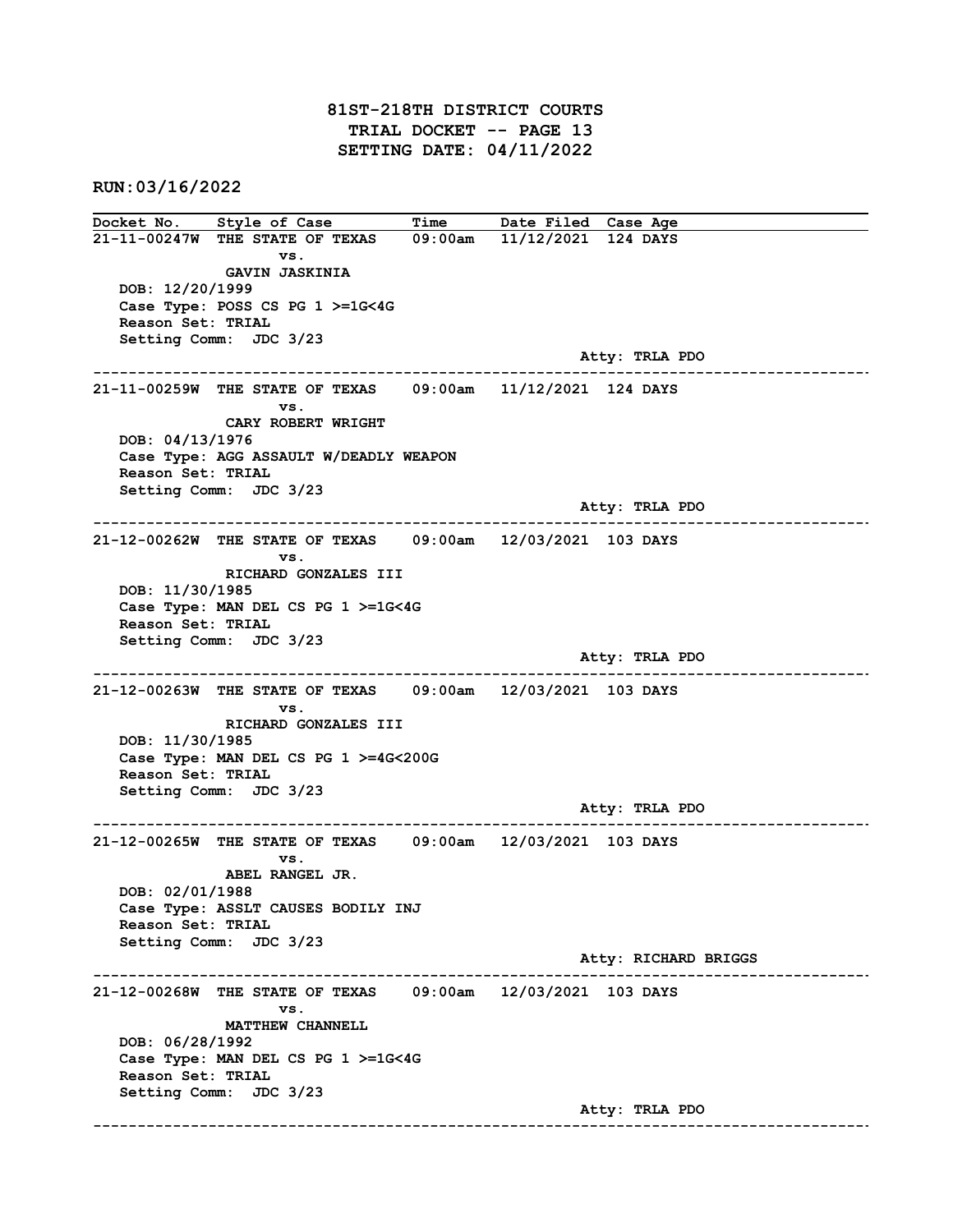# 81ST-218TH DISTRICT COURTS
## TRIAL DOCKET -- PAGE 13
## SETTING DATE: 04/11/2022

**RUN:03/16/2022**

| Docket No. | Style of Case | Time | Date Filed | Case Age |
|---|---|---|---|---|

---

**21-11-00247W** THE STATE OF TEXAS vs. GAVIN JASKINIA — 09:00am — 11/12/2021 — 124 DAYS

DOB: 12/20/1999
Case Type: POSS CS PG 1 >=1G<4G
Reason Set: TRIAL
Setting Comm: JDC 3/23
Atty: TRLA PDO

---

**21-11-00259W** THE STATE OF TEXAS vs. CARY ROBERT WRIGHT — 09:00am — 11/12/2021 — 124 DAYS

DOB: 04/13/1976
Case Type: AGG ASSAULT W/DEADLY WEAPON
Reason Set: TRIAL
Setting Comm: JDC 3/23
Atty: TRLA PDO

---

**21-12-00262W** THE STATE OF TEXAS vs. RICHARD GONZALES III — 09:00am — 12/03/2021 — 103 DAYS

DOB: 11/30/1985
Case Type: MAN DEL CS PG 1 >=1G<4G
Reason Set: TRIAL
Setting Comm: JDC 3/23
Atty: TRLA PDO

---

**21-12-00263W** THE STATE OF TEXAS vs. RICHARD GONZALES III — 09:00am — 12/03/2021 — 103 DAYS

DOB: 11/30/1985
Case Type: MAN DEL CS PG 1 >=4G<200G
Reason Set: TRIAL
Setting Comm: JDC 3/23
Atty: TRLA PDO

---

**21-12-00265W** THE STATE OF TEXAS vs. ABEL RANGEL JR. — 09:00am — 12/03/2021 — 103 DAYS

DOB: 02/01/1988
Case Type: ASSLT CAUSES BODILY INJ
Reason Set: TRIAL
Setting Comm: JDC 3/23
Atty: RICHARD BRIGGS

---

**21-12-00268W** THE STATE OF TEXAS vs. MATTHEW CHANNELL — 09:00am — 12/03/2021 — 103 DAYS

DOB: 06/28/1992
Case Type: MAN DEL CS PG 1 >=1G<4G
Reason Set: TRIAL
Setting Comm: JDC 3/23
Atty: TRLA PDO

---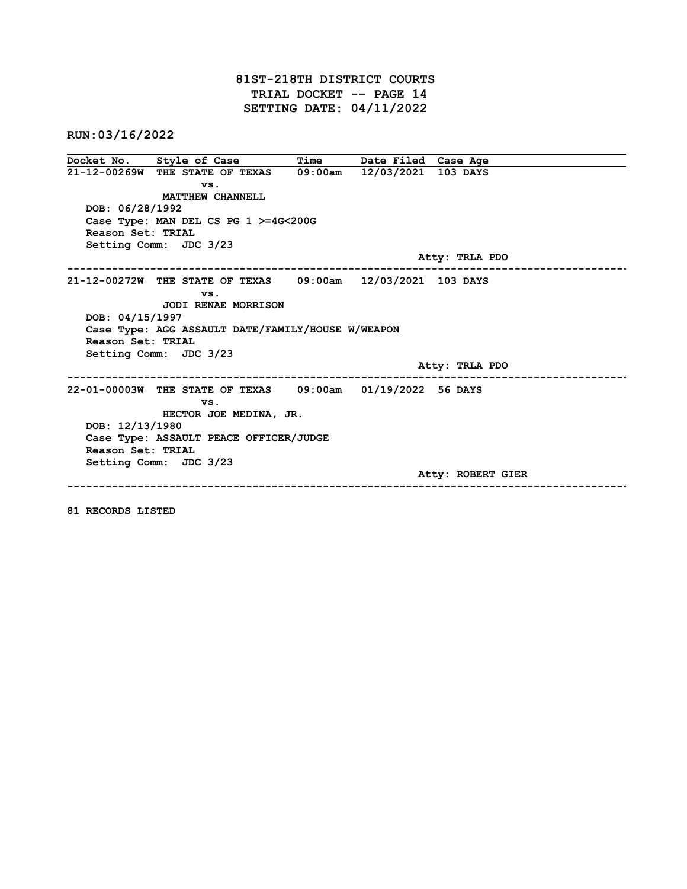## 81ST-218TH DISTRICT COURTS
## TRIAL DOCKET -- PAGE 14
## SETTING DATE: 04/11/2022

**RUN:03/16/2022**

| Docket No. | Style of Case | Time | Date Filed | Case Age |
|---|---|---|---|---|
| 21-12-00269W | THE STATE OF TEXAS vs. MATTHEW CHANNELL | 09:00am | 12/03/2021 | 103 DAYS |

DOB: 06/28/1992
Case Type: MAN DEL CS PG 1 >=4G<200G
Reason Set: TRIAL
Setting Comm: JDC 3/23
Atty: TRLA PDO

---

| Docket No. | Style of Case | Time | Date Filed | Case Age |
|---|---|---|---|---|
| 21-12-00272W | THE STATE OF TEXAS vs. JODI RENAE MORRISON | 09:00am | 12/03/2021 | 103 DAYS |

DOB: 04/15/1997
Case Type: AGG ASSAULT DATE/FAMILY/HOUSE W/WEAPON
Reason Set: TRIAL
Setting Comm: JDC 3/23
Atty: TRLA PDO

---

| Docket No. | Style of Case | Time | Date Filed | Case Age |
|---|---|---|---|---|
| 22-01-00003W | THE STATE OF TEXAS vs. HECTOR JOE MEDINA, JR. | 09:00am | 01/19/2022 | 56 DAYS |

DOB: 12/13/1980
Case Type: ASSAULT PEACE OFFICER/JUDGE
Reason Set: TRIAL
Setting Comm: JDC 3/23
Atty: ROBERT GIER

---

81 RECORDS LISTED